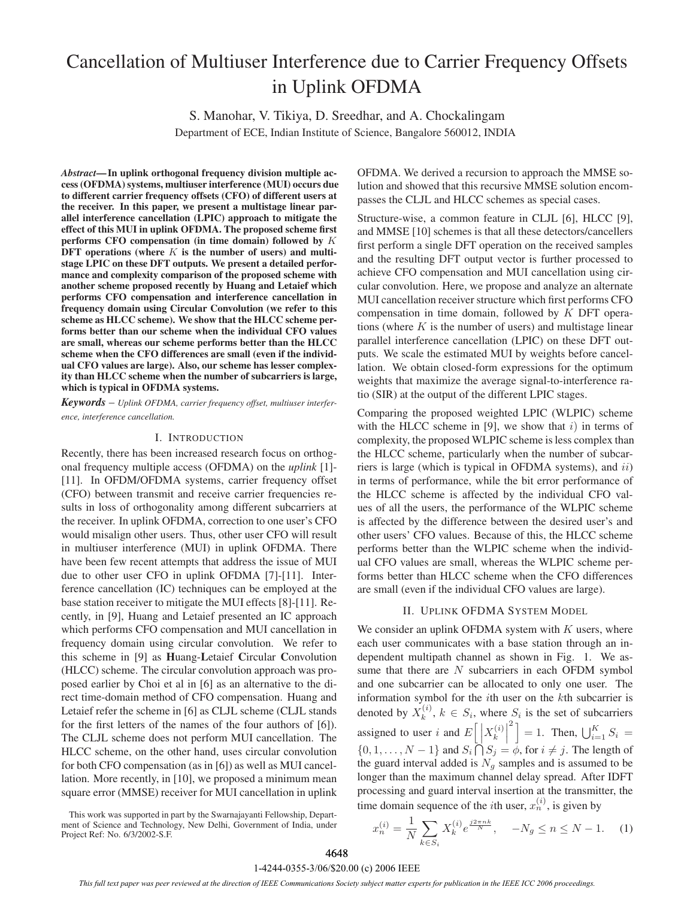# Cancellation of Multiuser Interference due to Carrier Frequency Offsets in Uplink OFDMA

S. Manohar, V. Tikiya, D. Sreedhar, and A. Chockalingam

Department of ECE, Indian Institute of Science, Bangalore 560012, INDIA

***Abstract*— In uplink orthogonal frequency division multiple access (OFDMA) systems, multiuser interference (MUI) occurs due to different carrier frequency offsets (CFO) of different users at the receiver. In this paper, we present a multistage linear parallel interference cancellation (LPIC) approach to mitigate the effect of this MUI in uplink OFDMA. The proposed scheme first performs CFO compensation (in time domain) followed by $K$ DFT operations (where $K$ is the number of users) and multistage LPIC on these DFT outputs. We present a detailed performance and complexity comparison of the proposed scheme with another scheme proposed recently by Huang and Letaief which performs CFO compensation and interference cancellation in frequency domain using Circular Convolution (we refer to this scheme as HLCC scheme). We show that the HLCC scheme performs better than our scheme when the individual CFO values are small, whereas our scheme performs better than the HLCC scheme when the CFO differences are small (even if the individual CFO values are large). Also, our scheme has lesser complexity than HLCC scheme when the number of subcarriers is large, which is typical in OFDMA systems.**

***Keywords*** – *Uplink OFDMA, carrier frequency offset, multiuser interference, interference cancellation.*

## I. Introduction

Recently, there has been increased research focus on orthogonal frequency multiple access (OFDMA) on the *uplink* [1]-[11]. In OFDM/OFDMA systems, carrier frequency offset (CFO) between transmit and receive carrier frequencies results in loss of orthogonality among different subcarriers at the receiver. In uplink OFDMA, correction to one user's CFO would misalign other users. Thus, other user CFO will result in multiuser interference (MUI) in uplink OFDMA. There have been few recent attempts that address the issue of MUI due to other user CFO in uplink OFDMA [7]-[11]. Interference cancellation (IC) techniques can be employed at the base station receiver to mitigate the MUI effects [8]-[11]. Recently, in [9], Huang and Letaief presented an IC approach which performs CFO compensation and MUI cancellation in frequency domain using circular convolution. We refer to this scheme in [9] as **H**uang-**L**etaief **C**ircular **C**onvolution (HLCC) scheme. The circular convolution approach was proposed earlier by Choi et al in [6] as an alternative to the direct time-domain method of CFO compensation. Huang and Letaief refer the scheme in [6] as CLJL scheme (CLJL stands for the first letters of the names of the four authors of [6]). The CLJL scheme does not perform MUI cancellation. The HLCC scheme, on the other hand, uses circular convolution for both CFO compensation (as in [6]) as well as MUI cancellation. More recently, in [10], we proposed a minimum mean square error (MMSE) receiver for MUI cancellation in uplink OFDMA. We derived a recursion to approach the MMSE solution and showed that this recursive MMSE solution encompasses the CLJL and HLCC schemes as special cases.

This work was supported in part by the Swarnajayanti Fellowship, Department of Science and Technology, New Delhi, Government of India, under Project Ref: No. 6/3/2002-S.F.

Structure-wise, a common feature in CLJL [6], HLCC [9], and MMSE [10] schemes is that all these detectors/cancellers first perform a single DFT operation on the received samples and the resulting DFT output vector is further processed to achieve CFO compensation and MUI cancellation using circular convolution. Here, we propose and analyze an alternate MUI cancellation receiver structure which first performs CFO compensation in time domain, followed by $K$ DFT operations (where $K$ is the number of users) and multistage linear parallel interference cancellation (LPIC) on these DFT outputs. We scale the estimated MUI by weights before cancellation. We obtain closed-form expressions for the optimum weights that maximize the average signal-to-interference ratio (SIR) at the output of the different LPIC stages.

Comparing the proposed weighted LPIC (WLPIC) scheme with the HLCC scheme in [9], we show that $i)$ in terms of complexity, the proposed WLPIC scheme is less complex than the HLCC scheme, particularly when the number of subcarriers is large (which is typical in OFDMA systems), and $ii)$ in terms of performance, while the bit error performance of the HLCC scheme is affected by the individual CFO values of all the users, the performance of the WLPIC scheme is affected by the difference between the desired user's and other users' CFO values. Because of this, the HLCC scheme performs better than the WLPIC scheme when the individual CFO values are small, whereas the WLPIC scheme performs better than HLCC scheme when the CFO differences are small (even if the individual CFO values are large).

## II. Uplink OFDMA System Model

We consider an uplink OFDMA system with $K$ users, where each user communicates with a base station through an independent multipath channel as shown in Fig. 1. We assume that there are $N$ subcarriers in each OFDM symbol and one subcarrier can be allocated to only one user. The information symbol for the $i$th user on the $k$th subcarrier is denoted by $X_k^{(i)}$, $k \in S_i$, where $S_i$ is the set of subcarriers assigned to user $i$ and $E\left[\left|X_k^{(i)}\right|^2\right] = 1$. Then, $\bigcup_{i=1}^{K} S_i = \{0, 1, \ldots, N-1\}$ and $S_i \bigcap S_j = \phi$, for $i \neq j$. The length of the guard interval added is $N_g$ samples and is assumed to be longer than the maximum channel delay spread. After IDFT processing and guard interval insertion at the transmitter, the time domain sequence of the $i$th user, $x_n^{(i)}$, is given by

$$x_n^{(i)} = \frac{1}{N} \sum_{k \in S_i} X_k^{(i)} e^{\frac{j2\pi nk}{N}}, \quad -N_g \leq n \leq N-1. \quad (1)$$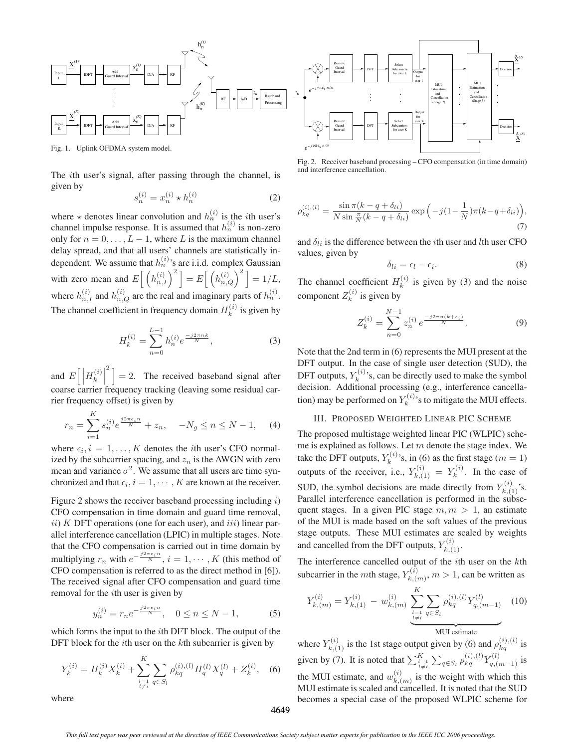Fig. 1. Uplink OFDMA system model.

The $i$th user's signal, after passing through the channel, is given by

$$s_n^{(i)} = x_n^{(i)} \star h_n^{(i)} \tag{2}$$

where $\star$ denotes linear convolution and $h_n^{(i)}$ is the $i$th user's channel impulse response. It is assumed that $h_n^{(i)}$ is non-zero only for $n = 0, \ldots, L-1$, where $L$ is the maximum channel delay spread, and that all users' channels are statistically independent. We assume that $h_n^{(i)}$'s are i.i.d. complex Gaussian with zero mean and $E\Big[\left(h_{n,I}^{(i)}\right)^2\Big] = E\Big[\left(h_{n,Q}^{(i)}\right)^2\Big] = 1/L$, where $h_{n,I}^{(i)}$ and $h_{n,Q}^{(i)}$ are the real and imaginary parts of $h_n^{(i)}$. The channel coefficient in frequency domain $H_k^{(i)}$ is given by

$$H_k^{(i)} = \sum_{n=0}^{L-1} h_n^{(i)} e^{\frac{-j2\pi nk}{N}}, \tag{3}$$

and $E\Big[\left|H_k^{(i)}\right|^2\Big] = 2$. The received baseband signal after coarse carrier frequency tracking (leaving some residual carrier frequency offset) is given by

$$r_n = \sum_{i=1}^{K} s_n^{(i)} e^{\frac{j2\pi\epsilon_i n}{N}} + z_n, \quad -N_g \leq n \leq N-1, \tag{4}$$

where $\epsilon_i, i = 1, \ldots, K$ denotes the $i$th user's CFO normalized by the subcarrier spacing, and $z_n$ is the AWGN with zero mean and variance $\sigma^2$. We assume that all users are time synchronized and that $\epsilon_i, i = 1, \cdots, K$ are known at the receiver.

Figure 2 shows the receiver baseband processing including $i$) CFO compensation in time domain and guard time removal, $ii$) $K$ DFT operations (one for each user), and $iii$) linear parallel interference cancellation (LPIC) in multiple stages. Note that the CFO compensation is carried out in time domain by multiplying $r_n$ with $e^{-\frac{j2\pi\epsilon_i n}{N}}$, $i = 1, \cdots, K$ (this method of CFO compensation is referred to as the direct method in [6]). The received signal after CFO compensation and guard time removal for the $i$th user is given by

$$y_n^{(i)} = r_n e^{-\frac{j2\pi\epsilon_i n}{N}}, \quad 0 \leq n \leq N-1, \tag{5}$$

which forms the input to the $i$th DFT block. The output of the DFT block for the $i$th user on the $k$th subcarrier is given by

$$Y_k^{(i)} = H_k^{(i)} X_k^{(i)} + \sum_{\substack{l=1 \\ l \neq i}}^{K} \sum_{q \in S_l} \rho_{kq}^{(i),(l)} H_q^{(l)} X_q^{(l)} + Z_k^{(i)}, \tag{6}$$

where

Fig. 2. Receiver baseband processing – CFO compensation (in time domain) and interference cancellation.

$$\rho_{kq}^{(i),(l)} = \frac{\sin \pi(k-q+\delta_{li})}{N \sin \frac{\pi}{N}(k-q+\delta_{li})} \exp\Big(-j(1-\frac{1}{N})\pi(k-q+\delta_{li})\Big), \tag{7}$$

and $\delta_{li}$ is the difference between the $i$th user and $l$th user CFO values, given by

$$\delta_{li} = \epsilon_l - \epsilon_i. \tag{8}$$

The channel coefficient $H_k^{(i)}$ is given by (3) and the noise component $Z_k^{(i)}$ is given by

$$Z_k^{(i)} = \sum_{n=0}^{N-1} z_n^{(i)} e^{\frac{-j2\pi n(k+\epsilon_i)}{N}}. \tag{9}$$

Note that the 2nd term in (6) represents the MUI present at the DFT output. In the case of single user detection (SUD), the DFT outputs, $Y_k^{(i)}$'s, can be directly used to make the symbol decision. Additional processing (e.g., interference cancellation) may be performed on $Y_k^{(i)}$'s to mitigate the MUI effects.

## III. Proposed Weighted Linear PIC Scheme

The proposed multistage weighted linear PIC (WLPIC) scheme is explained as follows. Let $m$ denote the stage index. We take the DFT outputs, $Y_k^{(i)}$'s, in (6) as the first stage ($m = 1$) outputs of the receiver, i.e., $Y_{k,(1)}^{(i)} = Y_k^{(i)}$. In the case of SUD, the symbol decisions are made directly from $Y_{k,(1)}^{(i)}$'s. Parallel interference cancellation is performed in the subsequent stages. In a given PIC stage $m, m > 1$, an estimate of the MUI is made based on the soft values of the previous stage outputs. These MUI estimates are scaled by weights and cancelled from the DFT outputs, $Y_{k,(1)}^{(i)}$.

The interference cancelled output of the $i$th user on the $k$th subcarrier in the $m$th stage, $Y_{k,(m)}^{(i)}, m > 1$, can be written as

$$Y_{k,(m)}^{(i)} = Y_{k,(1)}^{(i)} - w_{k,(m)}^{(i)} \underbrace{\sum_{\substack{l=1 \\ l \neq i}}^{K} \sum_{q \in S_l} \rho_{kq}^{(i),(l)} Y_{q,(m-1)}^{(l)}}_{\text{MUI estimate}} \tag{10}$$

where $Y_{k,(1)}^{(i)}$ is the 1st stage output given by (6) and $\rho_{kq}^{(i),(l)}$ is given by (7). It is noted that $\sum_{\substack{l=1 \\ l \neq i}}^{K} \sum_{q \in S_l} \rho_{kq}^{(i),(l)} Y_{q,(m-1)}^{(l)}$ is the MUI estimate, and $w_{k,(m)}^{(i)}$ is the weight with which this MUI estimate is scaled and cancelled. It is noted that the SUD becomes a special case of the proposed WLPIC scheme for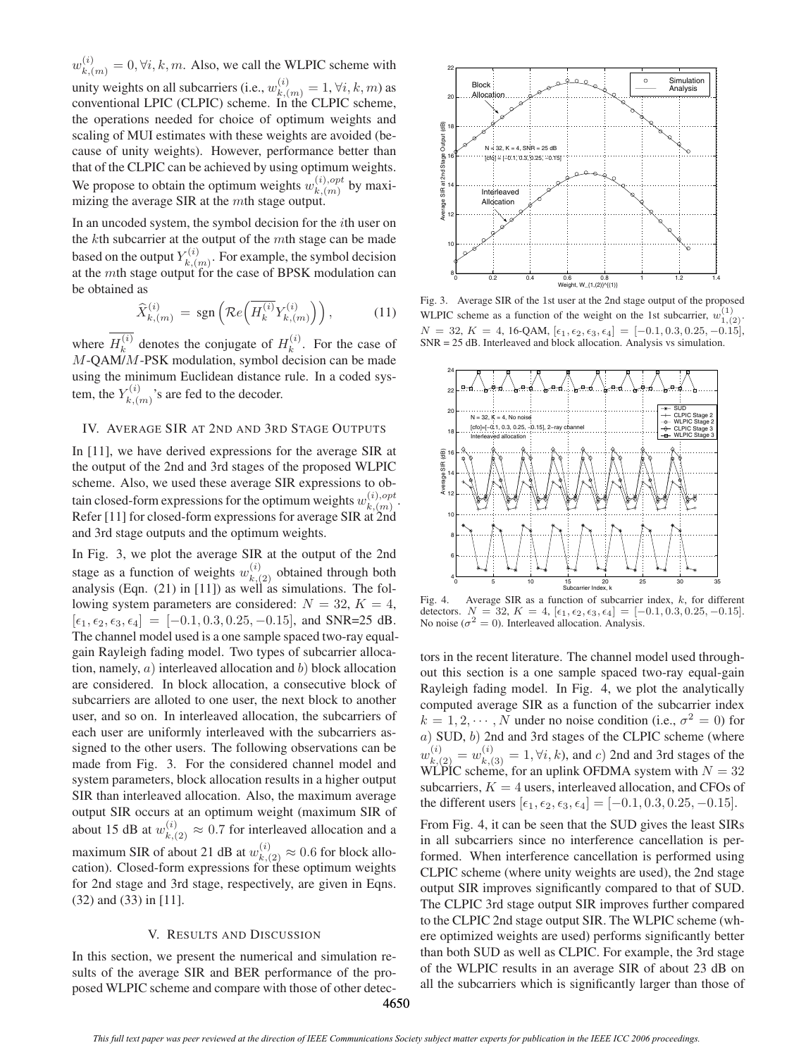$w_{k,(m)}^{(i)} = 0, \forall i, k, m$. Also, we call the WLPIC scheme with unity weights on all subcarriers (i.e., $w_{k,(m)}^{(i)} = 1, \forall i, k, m$) as conventional LPIC (CLPIC) scheme. In the CLPIC scheme, the operations needed for choice of optimum weights and scaling of MUI estimates with these weights are avoided (because of unity weights). However, performance better than that of the CLPIC can be achieved by using optimum weights. We propose to obtain the optimum weights $w_{k,(m)}^{(i),opt}$ by maximizing the average SIR at the $m$th stage output.

In an uncoded system, the symbol decision for the $i$th user on the $k$th subcarrier at the output of the $m$th stage can be made based on the output $Y_{k,(m)}^{(i)}$. For example, the symbol decision at the $m$th stage output for the case of BPSK modulation can be obtained as

$$\widehat{X}_{k,(m)}^{(i)} = \text{sgn}\left(\mathcal{R}e\left(\overline{H_k^{(i)}} Y_{k,(m)}^{(i)}\right)\right), \tag{11}$$

where $\overline{H_k^{(i)}}$ denotes the conjugate of $H_k^{(i)}$. For the case of $M$-QAM/$M$-PSK modulation, symbol decision can be made using the minimum Euclidean distance rule. In a coded system, the $Y_{k,(m)}^{(i)}$'s are fed to the decoder.

## IV. Average SIR at 2nd and 3rd Stage Outputs

In [11], we have derived expressions for the average SIR at the output of the 2nd and 3rd stages of the proposed WLPIC scheme. Also, we used these average SIR expressions to obtain closed-form expressions for the optimum weights $w_{k,(m)}^{(i),opt}$. Refer [11] for closed-form expressions for average SIR at 2nd and 3rd stage outputs and the optimum weights.

In Fig. 3, we plot the average SIR at the output of the 2nd stage as a function of weights $w_{k,(2)}^{(i)}$ obtained through both analysis (Eqn. (21) in [11]) as well as simulations. The following system parameters are considered: $N = 32$, $K = 4$, $[\epsilon_1, \epsilon_2, \epsilon_3, \epsilon_4] = [-0.1, 0.3, 0.25, -0.15]$, and SNR=25 dB. The channel model used is a one sample spaced two-ray equal-gain Rayleigh fading model. Two types of subcarrier allocation, namely, $a$) interleaved allocation and $b$) block allocation are considered. In block allocation, a consecutive block of subcarriers are alloted to one user, the next block to another user, and so on. In interleaved allocation, the subcarriers of each user are uniformly interleaved with the subcarriers assigned to the other users. The following observations can be made from Fig. 3. For the considered channel model and system parameters, block allocation results in a higher output SIR than interleaved allocation. Also, the maximum average output SIR occurs at an optimum weight (maximum SIR of about 15 dB at $w_{k,(2)}^{(i)} \approx 0.7$ for interleaved allocation and a maximum SIR of about 21 dB at $w_{k,(2)}^{(i)} \approx 0.6$ for block allocation). Closed-form expressions for these optimum weights for 2nd stage and 3rd stage, respectively, are given in Eqns. (32) and (33) in [11].

## V. Results and Discussion

In this section, we present the numerical and simulation results of the average SIR and BER performance of the proposed WLPIC scheme and compare with those of other detectors in the recent literature. The channel model used throughout this section is a one sample spaced two-ray equal-gain Rayleigh fading model. In Fig. 4, we plot the analytically computed average SIR as a function of the subcarrier index $k = 1, 2, \cdots, N$ under no noise condition (i.e., $\sigma^2 = 0$) for $a$) SUD, $b$) 2nd and 3rd stages of the CLPIC scheme (where $w_{k,(2)}^{(i)} = w_{k,(3)}^{(i)} = 1, \forall i, k$), and $c$) 2nd and 3rd stages of the WLPIC scheme, for an uplink OFDMA system with $N = 32$ subcarriers, $K = 4$ users, interleaved allocation, and CFOs of the different users $[\epsilon_1, \epsilon_2, \epsilon_3, \epsilon_4] = [-0.1, 0.3, 0.25, -0.15]$.

Fig. 3. Average SIR of the 1st user at the 2nd stage output of the proposed WLPIC scheme as a function of the weight on the 1st subcarrier, $w_{1,(2)}^{(1)}$. $N = 32$, $K = 4$, 16-QAM, $[\epsilon_1, \epsilon_2, \epsilon_3, \epsilon_4] = [-0.1, 0.3, 0.25, -0.15]$, SNR = 25 dB. Interleaved and block allocation. Analysis vs simulation.

Fig. 4. Average SIR as a function of subcarrier index, $k$, for different detectors. $N = 32$, $K = 4$, $[\epsilon_1, \epsilon_2, \epsilon_3, \epsilon_4] = [-0.1, 0.3, 0.25, -0.15]$. No noise ($\sigma^2 = 0$). Interleaved allocation. Analysis.

From Fig. 4, it can be seen that the SUD gives the least SIRs in all subcarriers since no interference cancellation is performed. When interference cancellation is performed using CLPIC scheme (where unity weights are used), the 2nd stage output SIR improves significantly compared to that of SUD. The CLPIC 3rd stage output SIR improves further compared to the CLPIC 2nd stage output SIR. The WLPIC scheme (where optimized weights are used) performs significantly better than both SUD as well as CLPIC. For example, the 3rd stage of the WLPIC results in an average SIR of about 23 dB on all the subcarriers which is significantly larger than those of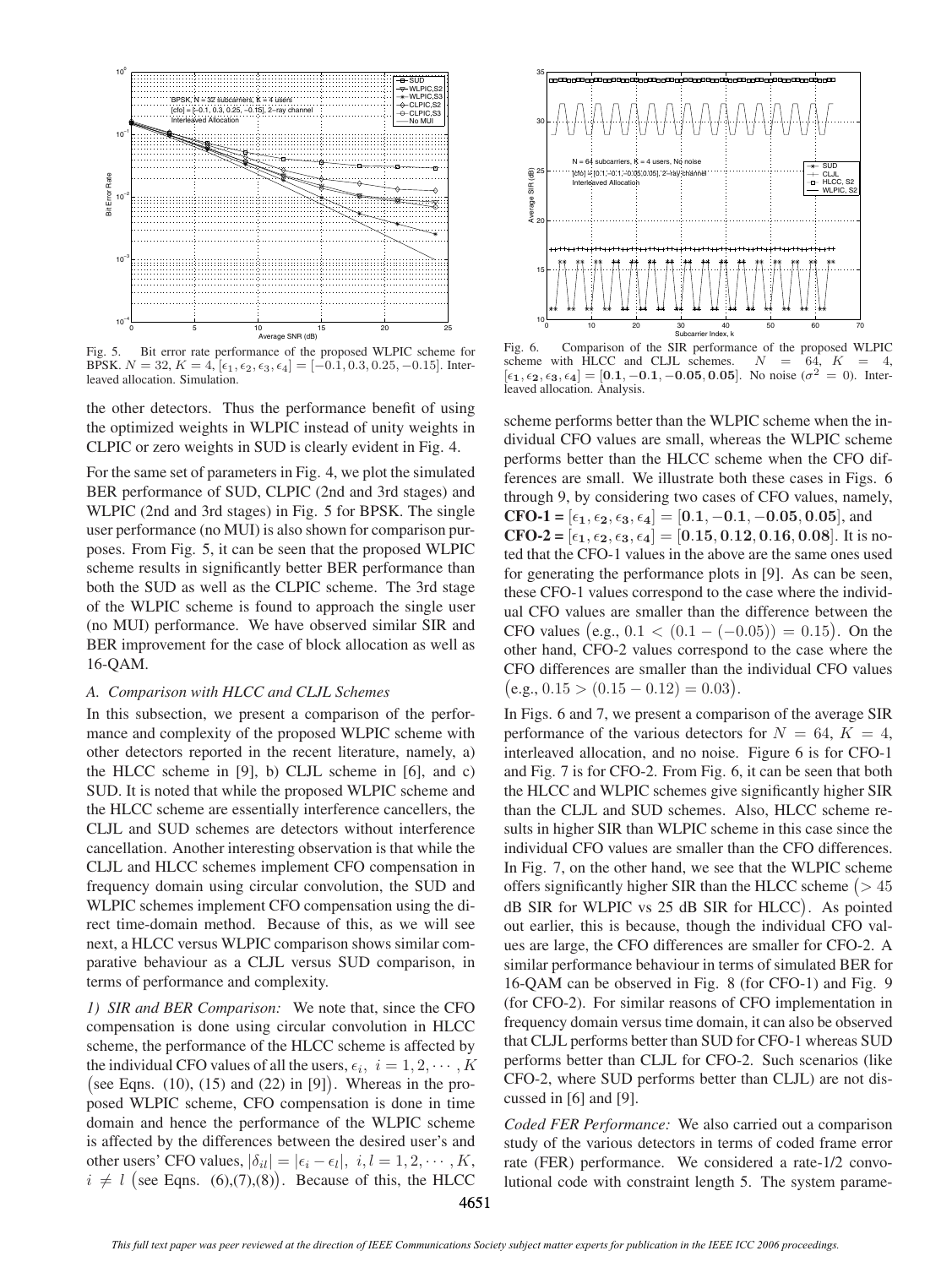Fig. 5. Bit error rate performance of the proposed WLPIC scheme for BPSK. $N = 32$, $K = 4$, $[\epsilon_1, \epsilon_2, \epsilon_3, \epsilon_4] = [-0.1, 0.3, 0.25, -0.15]$. Interleaved allocation. Simulation.

Fig. 6. Comparison of the SIR performance of the proposed WLPIC scheme with HLCC and CLJL schemes. $N = 64$, $K = 4$, $[\boldsymbol{\epsilon_1}, \boldsymbol{\epsilon_2}, \boldsymbol{\epsilon_3}, \boldsymbol{\epsilon_4}] = [\mathbf{0.1}, \mathbf{-0.1}, \mathbf{-0.05}, \mathbf{0.05}]$. No noise ($\sigma^2 = 0$). Interleaved allocation. Analysis.

the other detectors. Thus the performance benefit of using the optimized weights in WLPIC instead of unity weights in CLPIC or zero weights in SUD is clearly evident in Fig. 4.

For the same set of parameters in Fig. 4, we plot the simulated BER performance of SUD, CLPIC (2nd and 3rd stages) and WLPIC (2nd and 3rd stages) in Fig. 5 for BPSK. The single user performance (no MUI) is also shown for comparison purposes. From Fig. 5, it can be seen that the proposed WLPIC scheme results in significantly better BER performance than both the SUD as well as the CLPIC scheme. The 3rd stage of the WLPIC scheme is found to approach the single user (no MUI) performance. We have observed similar SIR and BER improvement for the case of block allocation as well as 16-QAM.

### *A. Comparison with HLCC and CLJL Schemes*

In this subsection, we present a comparison of the performance and complexity of the proposed WLPIC scheme with other detectors reported in the recent literature, namely, a) the HLCC scheme in [9], b) CLJL scheme in [6], and c) SUD. It is noted that while the proposed WLPIC scheme and the HLCC scheme are essentially interference cancellers, the CLJL and SUD schemes are detectors without interference cancellation. Another interesting observation is that while the CLJL and HLCC schemes implement CFO compensation in frequency domain using circular convolution, the SUD and WLPIC schemes implement CFO compensation using the direct time-domain method. Because of this, as we will see next, a HLCC versus WLPIC comparison shows similar comparative behaviour as a CLJL versus SUD comparison, in terms of performance and complexity.

*1) SIR and BER Comparison:* We note that, since the CFO compensation is done using circular convolution in HLCC scheme, the performance of the HLCC scheme is affected by the individual CFO values of all the users, $\epsilon_i,\ i = 1, 2, \cdots, K$ (see Eqns. (10), (15) and (22) in [9]). Whereas in the proposed WLPIC scheme, CFO compensation is done in time domain and hence the performance of the WLPIC scheme is affected by the differences between the desired user's and other users' CFO values, $|\delta_{il}| = |\epsilon_i - \epsilon_l|,\ i, l = 1, 2, \cdots, K$, $i \neq l$ (see Eqns. (6),(7),(8)). Because of this, the HLCC scheme performs better than the WLPIC scheme when the individual CFO values are small, whereas the WLPIC scheme performs better than the HLCC scheme when the CFO differences are small. We illustrate both these cases in Figs. 6 through 9, by considering two cases of CFO values, namely, **CFO-1** = $[\boldsymbol{\epsilon_1}, \boldsymbol{\epsilon_2}, \boldsymbol{\epsilon_3}, \boldsymbol{\epsilon_4}] = [\mathbf{0.1}, \mathbf{-0.1}, \mathbf{-0.05}, \mathbf{0.05}]$, and **CFO-2** = $[\boldsymbol{\epsilon_1}, \boldsymbol{\epsilon_2}, \boldsymbol{\epsilon_3}, \boldsymbol{\epsilon_4}] = [\mathbf{0.15}, \mathbf{0.12}, \mathbf{0.16}, \mathbf{0.08}]$. It is noted that the CFO-1 values in the above are the same ones used for generating the performance plots in [9]. As can be seen, these CFO-1 values correspond to the case where the individual CFO values are smaller than the difference between the CFO values (e.g., $0.1 < (0.1 - (-0.05)) = 0.15$). On the other hand, CFO-2 values correspond to the case where the CFO differences are smaller than the individual CFO values (e.g., $0.15 > (0.15 - 0.12) = 0.03$).

In Figs. 6 and 7, we present a comparison of the average SIR performance of the various detectors for $N = 64$, $K = 4$, interleaved allocation, and no noise. Figure 6 is for CFO-1 and Fig. 7 is for CFO-2. From Fig. 6, it can be seen that both the HLCC and WLPIC schemes give significantly higher SIR than the CLJL and SUD schemes. Also, HLCC scheme results in higher SIR than WLPIC scheme in this case since the individual CFO values are smaller than the CFO differences. In Fig. 7, on the other hand, we see that the WLPIC scheme offers significantly higher SIR than the HLCC scheme ($> 45$ dB SIR for WLPIC vs 25 dB SIR for HLCC). As pointed out earlier, this is because, though the individual CFO values are large, the CFO differences are smaller for CFO-2. A similar performance behaviour in terms of simulated BER for 16-QAM can be observed in Fig. 8 (for CFO-1) and Fig. 9 (for CFO-2). For similar reasons of CFO implementation in frequency domain versus time domain, it can also be observed that CLJL performs better than SUD for CFO-1 whereas SUD performs better than CLJL for CFO-2. Such scenarios (like CFO-2, where SUD performs better than CLJL) are not discussed in [6] and [9].

*Coded FER Performance:* We also carried out a comparison study of the various detectors in terms of coded frame error rate (FER) performance. We considered a rate-1/2 convolutional code with constraint length 5. The system parame-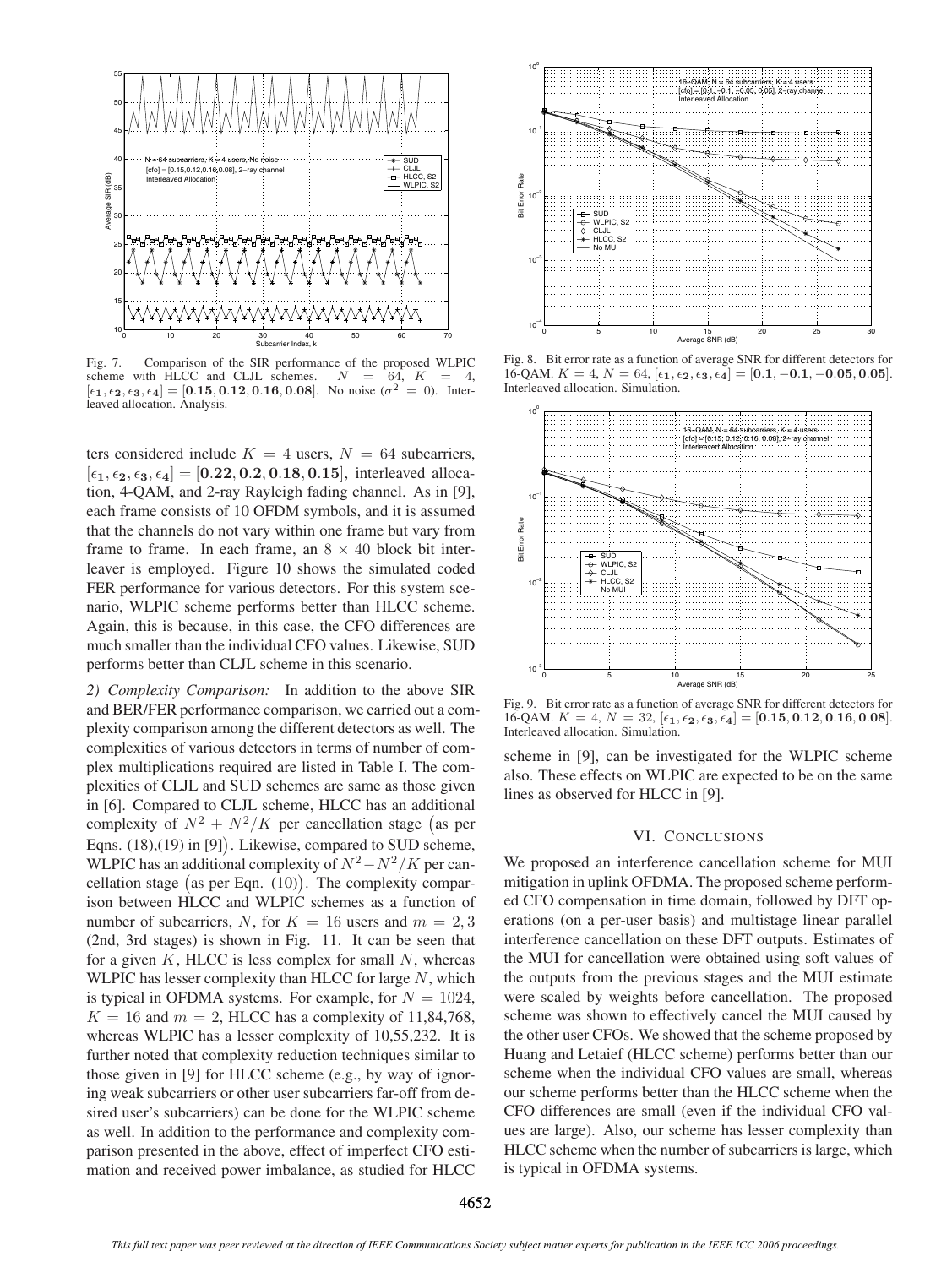Fig. 7. Comparison of the SIR performance of the proposed WLPIC scheme with HLCC and CLJL schemes. $N = 64$, $K = 4$, $[\epsilon_1, \epsilon_2, \epsilon_3, \epsilon_4] = [\mathbf{0.15}, \mathbf{0.12}, \mathbf{0.16}, \mathbf{0.08}]$. No noise ($\sigma^2 = 0$). Interleaved allocation. Analysis.

Fig. 8. Bit error rate as a function of average SNR for different detectors for 16-QAM. $K = 4$, $N = 64$, $[\epsilon_1, \epsilon_2, \epsilon_3, \epsilon_4] = [\mathbf{0.1}, \mathbf{-0.1}, \mathbf{-0.05}, \mathbf{0.05}]$. Interleaved allocation. Simulation.

Fig. 9. Bit error rate as a function of average SNR for different detectors for 16-QAM. $K = 4$, $N = 32$, $[\epsilon_1, \epsilon_2, \epsilon_3, \epsilon_4] = [\mathbf{0.15}, \mathbf{0.12}, \mathbf{0.16}, \mathbf{0.08}]$. Interleaved allocation. Simulation.

ters considered include $K = 4$ users, $N = 64$ subcarriers, $[\epsilon_1, \epsilon_2, \epsilon_3, \epsilon_4] = [\mathbf{0.22}, \mathbf{0.2}, \mathbf{0.18}, \mathbf{0.15}]$, interleaved allocation, 4-QAM, and 2-ray Rayleigh fading channel. As in [9], each frame consists of 10 OFDM symbols, and it is assumed that the channels do not vary within one frame but vary from frame to frame. In each frame, an $8 \times 40$ block bit interleaver is employed. Figure 10 shows the simulated coded FER performance for various detectors. For this system scenario, WLPIC scheme performs better than HLCC scheme. Again, this is because, in this case, the CFO differences are much smaller than the individual CFO values. Likewise, SUD performs better than CLJL scheme in this scenario.

*2) Complexity Comparison:* In addition to the above SIR and BER/FER performance comparison, we carried out a complexity comparison among the different detectors as well. The complexities of various detectors in terms of number of complex multiplications required are listed in Table I. The complexities of CLJL and SUD schemes are same as those given in [6]. Compared to CLJL scheme, HLCC has an additional complexity of $N^2 + N^2/K$ per cancellation stage (as per Eqns. (18),(19) in [9]). Likewise, compared to SUD scheme, WLPIC has an additional complexity of $N^2 - N^2/K$ per cancellation stage (as per Eqn. (10)). The complexity comparison between HLCC and WLPIC schemes as a function of number of subcarriers, $N$, for $K = 16$ users and $m = 2, 3$ (2nd, 3rd stages) is shown in Fig. 11. It can be seen that for a given $K$, HLCC is less complex for small $N$, whereas WLPIC has lesser complexity than HLCC for large $N$, which is typical in OFDMA systems. For example, for $N = 1024$, $K = 16$ and $m = 2$, HLCC has a complexity of 11,84,768, whereas WLPIC has a lesser complexity of 10,55,232. It is further noted that complexity reduction techniques similar to those given in [9] for HLCC scheme (e.g., by way of ignoring weak subcarriers or other user subcarriers far-off from desired user's subcarriers) can be done for the WLPIC scheme as well. In addition to the performance and complexity comparison presented in the above, effect of imperfect CFO estimation and received power imbalance, as studied for HLCC scheme in [9], can be investigated for the WLPIC scheme also. These effects on WLPIC are expected to be on the same lines as observed for HLCC in [9].

## VI. Conclusions

We proposed an interference cancellation scheme for MUI mitigation in uplink OFDMA. The proposed scheme performed CFO compensation in time domain, followed by DFT operations (on a per-user basis) and multistage linear parallel interference cancellation on these DFT outputs. Estimates of the MUI for cancellation were obtained using soft values of the outputs from the previous stages and the MUI estimate were scaled by weights before cancellation. The proposed scheme was shown to effectively cancel the MUI caused by the other user CFOs. We showed that the scheme proposed by Huang and Letaief (HLCC scheme) performs better than our scheme when the individual CFO values are small, whereas our scheme performs better than the HLCC scheme when the CFO differences are small (even if the individual CFO values are large). Also, our scheme has lesser complexity than HLCC scheme when the number of subcarriers is large, which is typical in OFDMA systems.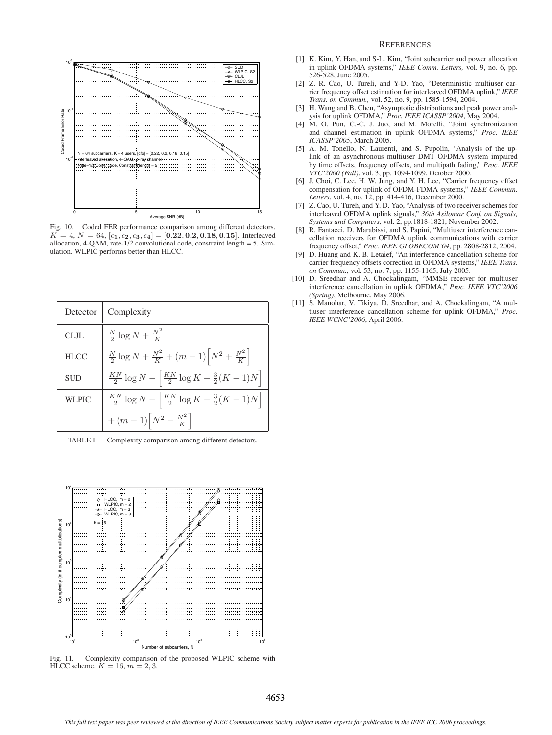$10^0$

$10^{-1}$

$10^{-2}$

Coded Frame Error Rate

Average SNR (dB)

0 5 10 15

SUD
WLPIC, S2
CLJL
HLCC, S2

N = 64 subcarriers, K = 4 users, [cfo] = [0.22, 0.2, 0.18, 0.15]
Interleaved allocation, 4-QAM, 2-ray channel
Rate-1/2 Conv. code, Constraint length = 5

Fig. 10. Coded FER performance comparison among different detectors. $K = 4$, $N = 64$, $[\epsilon_1, \epsilon_2, \epsilon_3, \epsilon_4] = [\mathbf{0.22}, \mathbf{0.2}, \mathbf{0.18}, \mathbf{0.15}]$. Interleaved allocation, 4-QAM, rate-1/2 convolutional code, constraint length = 5. Simulation. WLPIC performs better than HLCC.

| Detector | Complexity |
|---|---|
| CLJL | $\frac{N}{2}\log N + \frac{N^2}{K}$ |
| HLCC | $\frac{N}{2}\log N + \frac{N^2}{K} + (m-1)\Big[N^2 + \frac{N^2}{K}\Big]$ |
| SUD | $\frac{KN}{2}\log N - \Big[\frac{KN}{2}\log K - \frac{3}{2}(K-1)N\Big]$ |
| WLPIC | $\frac{KN}{2}\log N - \Big[\frac{KN}{2}\log K - \frac{3}{2}(K-1)N\Big]$ |
| | $+(m-1)\Big[N^2 - \frac{N^2}{K}\Big]$ |

TABLE I – Complexity comparison among different detectors.

$10^7$

$10^6$

$10^5$

$10^4$

$10^3$

Complexity (in # complex multiplications)

Number of subcarriers, N

$10^1$ $10^2$ $10^3$ $10^4$

HLCC, m = 2
WLPIC, m = 2
HLCC, m = 3
WLPIC, m = 3

K = 16

Fig. 11. Complexity comparison of the proposed WLPIC scheme with HLCC scheme. $K = 16$, $m = 2, 3$.

## References

[1] K. Kim, Y. Han, and S-L. Kim, "Joint subcarrier and power allocation in uplink OFDMA systems," *IEEE Comm. Letters,* vol. 9, no. 6, pp. 526-528, June 2005.

[2] Z. R. Cao, U. Tureli, and Y-D. Yao, "Deterministic multiuser carrier frequency offset estimation for interleaved OFDMA uplink," *IEEE Trans. on Commun.,* vol. 52, no. 9, pp. 1585-1594, 2004.

[3] H. Wang and B. Chen, "Asymptotic distributions and peak power analysis for uplink OFDMA," *Proc. IEEE ICASSP'2004*, May 2004.

[4] M. O. Pun, C.-C. J. Juo, and M. Morelli, "Joint synchronization and channel estimation in uplink OFDMA systems," *Proc. IEEE ICASSP'2005*, March 2005.

[5] A. M. Tonello, N. Laurenti, and S. Pupolin, "Analysis of the uplink of an asynchronous multiuser DMT OFDMA system impaired by time offsets, frequency offsets, and multipath fading," *Proc. IEEE VTC'2000 (Fall)*, vol. 3, pp. 1094-1099, October 2000.

[6] J. Choi, C. Lee, H. W. Jung, and Y. H. Lee, "Carrier frequency offset compensation for uplink of OFDM-FDMA systems," *IEEE Commun. Letters*, vol. 4, no. 12, pp. 414-416, December 2000.

[7] Z. Cao, U. Tureh, and Y. D. Yao, "Analysis of two receiver schemes for interleaved OFDMA uplink signals," *36th Asilomar Conf. on Signals, Systems and Computers,* vol. 2, pp.1818-1821, November 2002.

[8] R. Fantacci, D. Marabissi, and S. Papini, "Multiuser interference cancellation receivers for OFDMA uplink communications with carrier frequency offset," *Proc. IEEE GLOBECOM'04*, pp. 2808-2812, 2004.

[9] D. Huang and K. B. Letaief, "An interference cancellation scheme for carrier frequency offsets correction in OFDMA systems," *IEEE Trans. on Commun.,* vol. 53, no. 7, pp. 1155-1165, July 2005.

[10] D. Sreedhar and A. Chockalingam, "MMSE receiver for multiuser interference cancellation in uplink OFDMA," *Proc. IEEE VTC'2006 (Spring)*, Melbourne, May 2006.

[11] S. Manohar, V. Tikiya, D. Sreedhar, and A. Chockalingam, "A multiuser interference cancellation scheme for uplink OFDMA," *Proc. IEEE WCNC'2006*, April 2006.